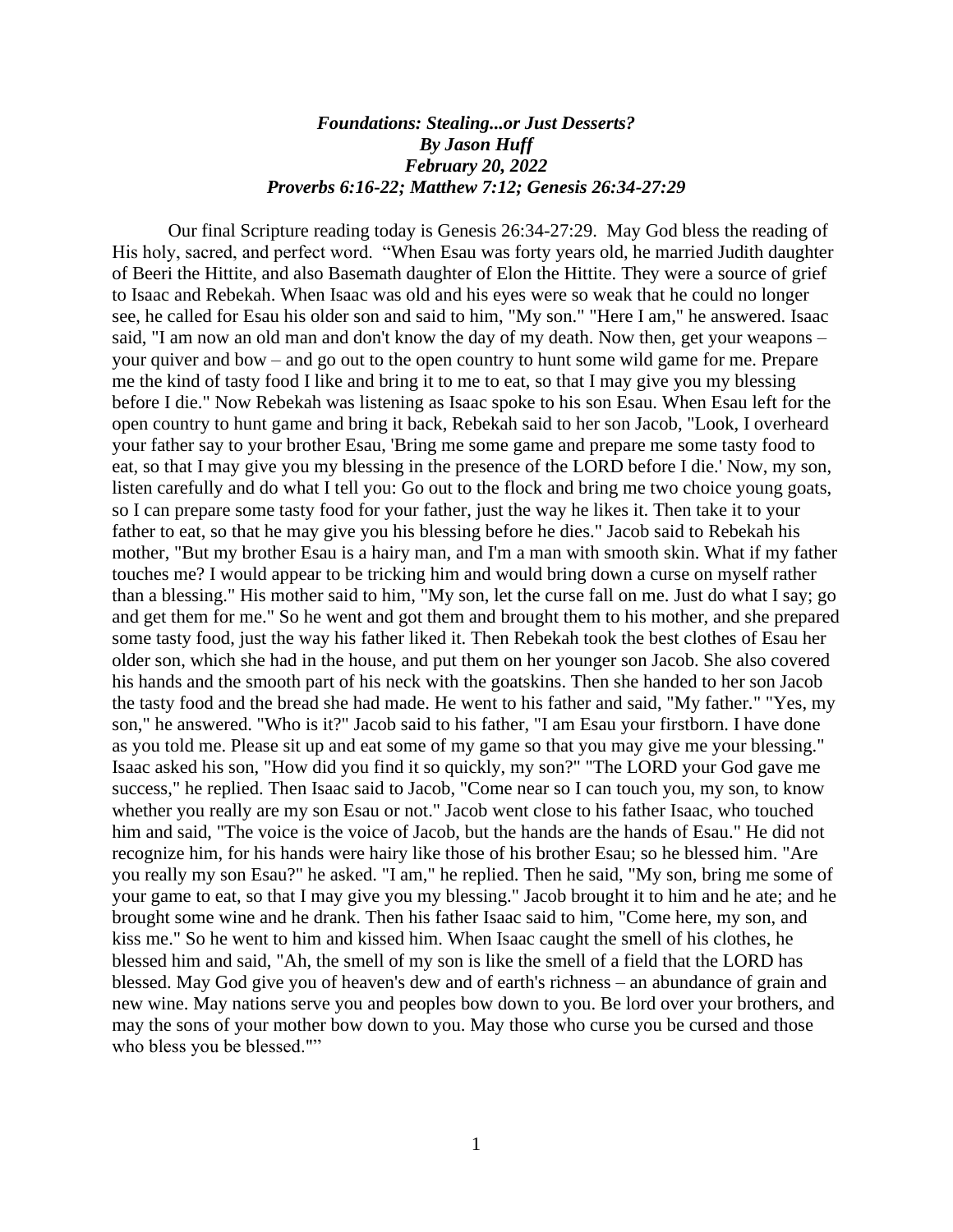***Foundations: Stealing...or Just Desserts?***
***By Jason Huff***
***February 20, 2022***
***Proverbs 6:16-22; Matthew 7:12; Genesis 26:34-27:29***

Our final Scripture reading today is Genesis 26:34-27:29. May God bless the reading of His holy, sacred, and perfect word. "When Esau was forty years old, he married Judith daughter of Beeri the Hittite, and also Basemath daughter of Elon the Hittite. They were a source of grief to Isaac and Rebekah. When Isaac was old and his eyes were so weak that he could no longer see, he called for Esau his older son and said to him, "My son." "Here I am," he answered. Isaac said, "I am now an old man and don't know the day of my death. Now then, get your weapons – your quiver and bow – and go out to the open country to hunt some wild game for me. Prepare me the kind of tasty food I like and bring it to me to eat, so that I may give you my blessing before I die." Now Rebekah was listening as Isaac spoke to his son Esau. When Esau left for the open country to hunt game and bring it back, Rebekah said to her son Jacob, "Look, I overheard your father say to your brother Esau, 'Bring me some game and prepare me some tasty food to eat, so that I may give you my blessing in the presence of the LORD before I die.' Now, my son, listen carefully and do what I tell you: Go out to the flock and bring me two choice young goats, so I can prepare some tasty food for your father, just the way he likes it. Then take it to your father to eat, so that he may give you his blessing before he dies." Jacob said to Rebekah his mother, "But my brother Esau is a hairy man, and I'm a man with smooth skin. What if my father touches me? I would appear to be tricking him and would bring down a curse on myself rather than a blessing." His mother said to him, "My son, let the curse fall on me. Just do what I say; go and get them for me." So he went and got them and brought them to his mother, and she prepared some tasty food, just the way his father liked it. Then Rebekah took the best clothes of Esau her older son, which she had in the house, and put them on her younger son Jacob. She also covered his hands and the smooth part of his neck with the goatskins. Then she handed to her son Jacob the tasty food and the bread she had made. He went to his father and said, "My father." "Yes, my son," he answered. "Who is it?" Jacob said to his father, "I am Esau your firstborn. I have done as you told me. Please sit up and eat some of my game so that you may give me your blessing." Isaac asked his son, "How did you find it so quickly, my son?" "The LORD your God gave me success," he replied. Then Isaac said to Jacob, "Come near so I can touch you, my son, to know whether you really are my son Esau or not." Jacob went close to his father Isaac, who touched him and said, "The voice is the voice of Jacob, but the hands are the hands of Esau." He did not recognize him, for his hands were hairy like those of his brother Esau; so he blessed him. "Are you really my son Esau?" he asked. "I am," he replied. Then he said, "My son, bring me some of your game to eat, so that I may give you my blessing." Jacob brought it to him and he ate; and he brought some wine and he drank. Then his father Isaac said to him, "Come here, my son, and kiss me." So he went to him and kissed him. When Isaac caught the smell of his clothes, he blessed him and said, "Ah, the smell of my son is like the smell of a field that the LORD has blessed. May God give you of heaven's dew and of earth's richness – an abundance of grain and new wine. May nations serve you and peoples bow down to you. Be lord over your brothers, and may the sons of your mother bow down to you. May those who curse you be cursed and those who bless you be blessed.""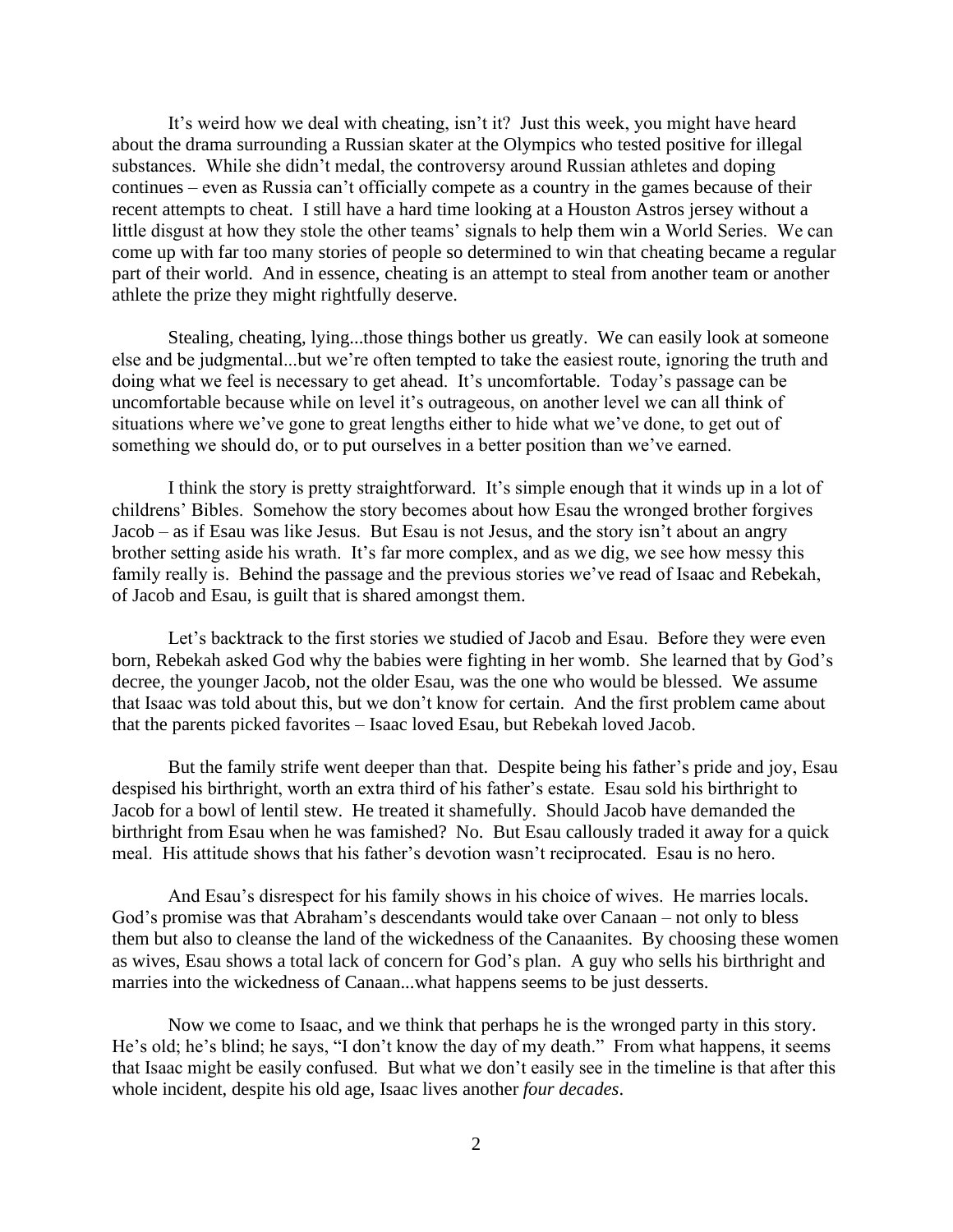It's weird how we deal with cheating, isn't it? Just this week, you might have heard about the drama surrounding a Russian skater at the Olympics who tested positive for illegal substances. While she didn't medal, the controversy around Russian athletes and doping continues – even as Russia can't officially compete as a country in the games because of their recent attempts to cheat. I still have a hard time looking at a Houston Astros jersey without a little disgust at how they stole the other teams' signals to help them win a World Series. We can come up with far too many stories of people so determined to win that cheating became a regular part of their world. And in essence, cheating is an attempt to steal from another team or another athlete the prize they might rightfully deserve.

Stealing, cheating, lying...those things bother us greatly. We can easily look at someone else and be judgmental...but we're often tempted to take the easiest route, ignoring the truth and doing what we feel is necessary to get ahead. It's uncomfortable. Today's passage can be uncomfortable because while on level it's outrageous, on another level we can all think of situations where we've gone to great lengths either to hide what we've done, to get out of something we should do, or to put ourselves in a better position than we've earned.

I think the story is pretty straightforward. It's simple enough that it winds up in a lot of childrens' Bibles. Somehow the story becomes about how Esau the wronged brother forgives Jacob – as if Esau was like Jesus. But Esau is not Jesus, and the story isn't about an angry brother setting aside his wrath. It's far more complex, and as we dig, we see how messy this family really is. Behind the passage and the previous stories we've read of Isaac and Rebekah, of Jacob and Esau, is guilt that is shared amongst them.

Let's backtrack to the first stories we studied of Jacob and Esau. Before they were even born, Rebekah asked God why the babies were fighting in her womb. She learned that by God's decree, the younger Jacob, not the older Esau, was the one who would be blessed. We assume that Isaac was told about this, but we don't know for certain. And the first problem came about that the parents picked favorites – Isaac loved Esau, but Rebekah loved Jacob.

But the family strife went deeper than that. Despite being his father's pride and joy, Esau despised his birthright, worth an extra third of his father's estate. Esau sold his birthright to Jacob for a bowl of lentil stew. He treated it shamefully. Should Jacob have demanded the birthright from Esau when he was famished? No. But Esau callously traded it away for a quick meal. His attitude shows that his father's devotion wasn't reciprocated. Esau is no hero.

And Esau's disrespect for his family shows in his choice of wives. He marries locals. God's promise was that Abraham's descendants would take over Canaan – not only to bless them but also to cleanse the land of the wickedness of the Canaanites. By choosing these women as wives, Esau shows a total lack of concern for God's plan. A guy who sells his birthright and marries into the wickedness of Canaan...what happens seems to be just desserts.

Now we come to Isaac, and we think that perhaps he is the wronged party in this story. He's old; he's blind; he says, "I don't know the day of my death." From what happens, it seems that Isaac might be easily confused. But what we don't easily see in the timeline is that after this whole incident, despite his old age, Isaac lives another *four decades*.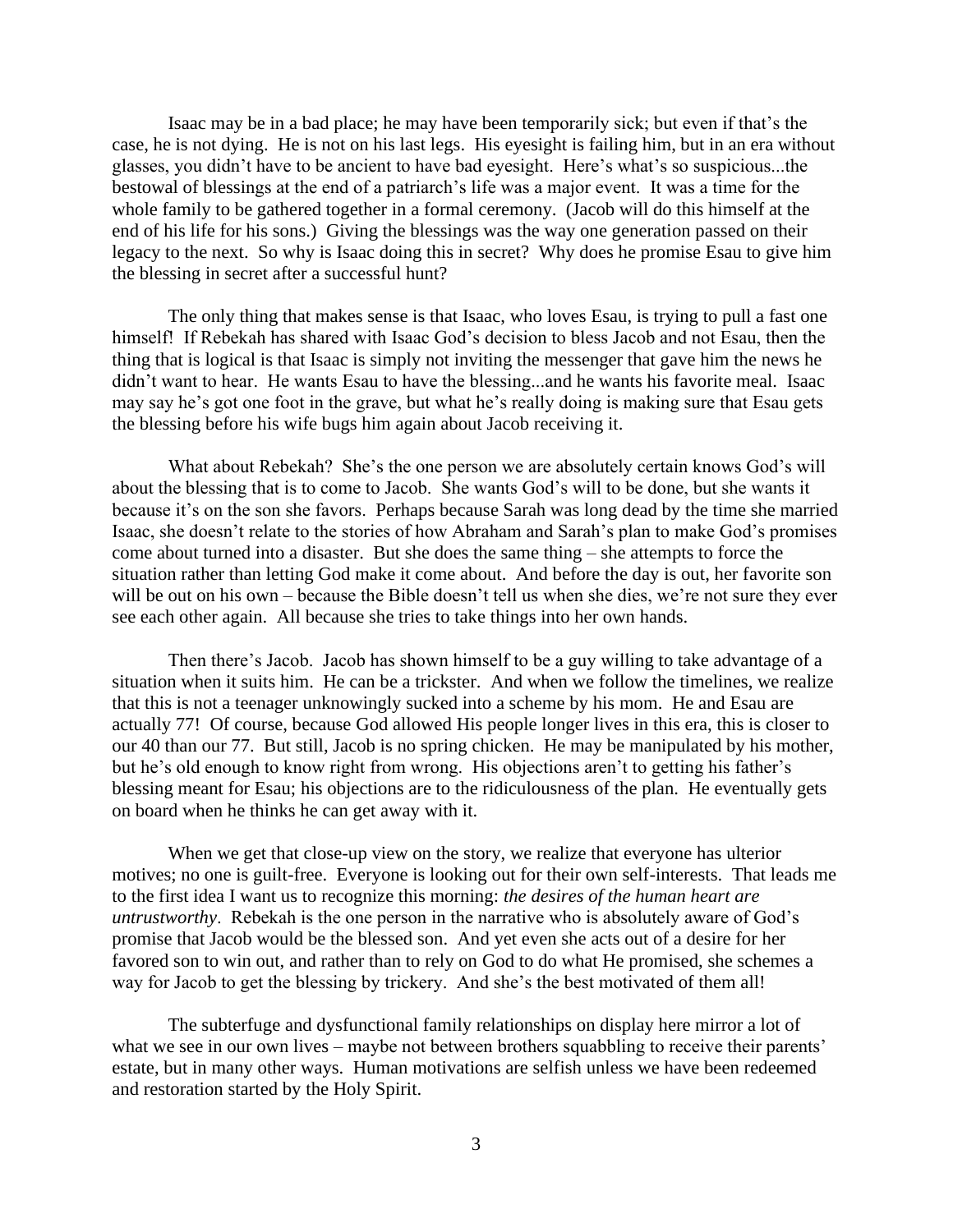Isaac may be in a bad place; he may have been temporarily sick; but even if that's the case, he is not dying. He is not on his last legs. His eyesight is failing him, but in an era without glasses, you didn't have to be ancient to have bad eyesight. Here's what's so suspicious...the bestowal of blessings at the end of a patriarch's life was a major event. It was a time for the whole family to be gathered together in a formal ceremony. (Jacob will do this himself at the end of his life for his sons.) Giving the blessings was the way one generation passed on their legacy to the next. So why is Isaac doing this in secret? Why does he promise Esau to give him the blessing in secret after a successful hunt?

The only thing that makes sense is that Isaac, who loves Esau, is trying to pull a fast one himself! If Rebekah has shared with Isaac God's decision to bless Jacob and not Esau, then the thing that is logical is that Isaac is simply not inviting the messenger that gave him the news he didn't want to hear. He wants Esau to have the blessing...and he wants his favorite meal. Isaac may say he's got one foot in the grave, but what he's really doing is making sure that Esau gets the blessing before his wife bugs him again about Jacob receiving it.

What about Rebekah? She's the one person we are absolutely certain knows God's will about the blessing that is to come to Jacob. She wants God's will to be done, but she wants it because it's on the son she favors. Perhaps because Sarah was long dead by the time she married Isaac, she doesn't relate to the stories of how Abraham and Sarah's plan to make God's promises come about turned into a disaster. But she does the same thing – she attempts to force the situation rather than letting God make it come about. And before the day is out, her favorite son will be out on his own – because the Bible doesn't tell us when she dies, we're not sure they ever see each other again. All because she tries to take things into her own hands.

Then there's Jacob. Jacob has shown himself to be a guy willing to take advantage of a situation when it suits him. He can be a trickster. And when we follow the timelines, we realize that this is not a teenager unknowingly sucked into a scheme by his mom. He and Esau are actually 77! Of course, because God allowed His people longer lives in this era, this is closer to our 40 than our 77. But still, Jacob is no spring chicken. He may be manipulated by his mother, but he's old enough to know right from wrong. His objections aren't to getting his father's blessing meant for Esau; his objections are to the ridiculousness of the plan. He eventually gets on board when he thinks he can get away with it.

When we get that close-up view on the story, we realize that everyone has ulterior motives; no one is guilt-free. Everyone is looking out for their own self-interests. That leads me to the first idea I want us to recognize this morning: *the desires of the human heart are untrustworthy*. Rebekah is the one person in the narrative who is absolutely aware of God's promise that Jacob would be the blessed son. And yet even she acts out of a desire for her favored son to win out, and rather than to rely on God to do what He promised, she schemes a way for Jacob to get the blessing by trickery. And she's the best motivated of them all!

The subterfuge and dysfunctional family relationships on display here mirror a lot of what we see in our own lives – maybe not between brothers squabbling to receive their parents' estate, but in many other ways. Human motivations are selfish unless we have been redeemed and restoration started by the Holy Spirit.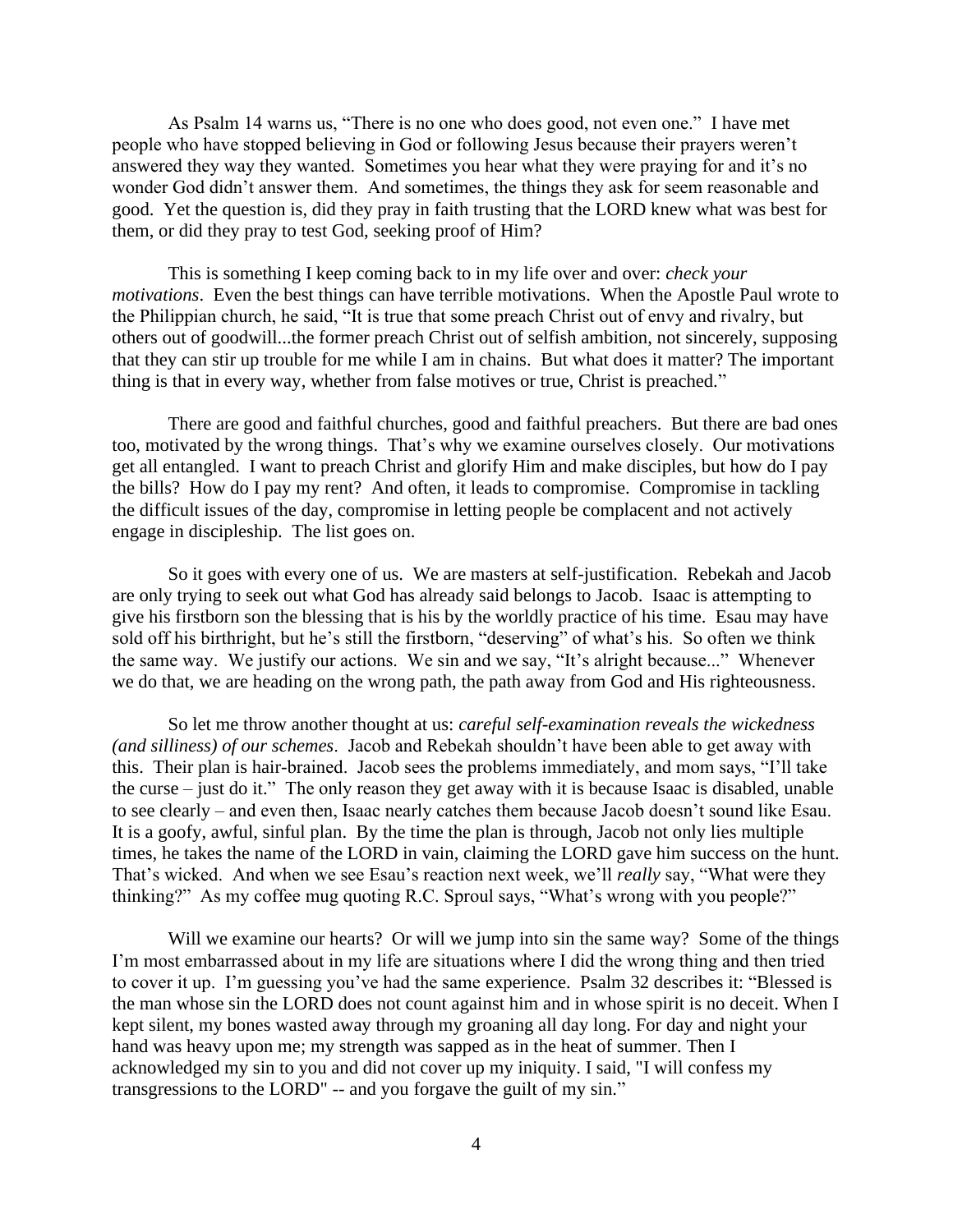As Psalm 14 warns us, "There is no one who does good, not even one." I have met people who have stopped believing in God or following Jesus because their prayers weren't answered they way they wanted. Sometimes you hear what they were praying for and it's no wonder God didn't answer them. And sometimes, the things they ask for seem reasonable and good. Yet the question is, did they pray in faith trusting that the LORD knew what was best for them, or did they pray to test God, seeking proof of Him?

This is something I keep coming back to in my life over and over: *check your motivations*. Even the best things can have terrible motivations. When the Apostle Paul wrote to the Philippian church, he said, "It is true that some preach Christ out of envy and rivalry, but others out of goodwill...the former preach Christ out of selfish ambition, not sincerely, supposing that they can stir up trouble for me while I am in chains. But what does it matter? The important thing is that in every way, whether from false motives or true, Christ is preached."

There are good and faithful churches, good and faithful preachers. But there are bad ones too, motivated by the wrong things. That's why we examine ourselves closely. Our motivations get all entangled. I want to preach Christ and glorify Him and make disciples, but how do I pay the bills? How do I pay my rent? And often, it leads to compromise. Compromise in tackling the difficult issues of the day, compromise in letting people be complacent and not actively engage in discipleship. The list goes on.

So it goes with every one of us. We are masters at self-justification. Rebekah and Jacob are only trying to seek out what God has already said belongs to Jacob. Isaac is attempting to give his firstborn son the blessing that is his by the worldly practice of his time. Esau may have sold off his birthright, but he's still the firstborn, "deserving" of what's his. So often we think the same way. We justify our actions. We sin and we say, "It's alright because..." Whenever we do that, we are heading on the wrong path, the path away from God and His righteousness.

So let me throw another thought at us: *careful self-examination reveals the wickedness (and silliness) of our schemes*. Jacob and Rebekah shouldn't have been able to get away with this. Their plan is hair-brained. Jacob sees the problems immediately, and mom says, "I'll take the curse – just do it." The only reason they get away with it is because Isaac is disabled, unable to see clearly – and even then, Isaac nearly catches them because Jacob doesn't sound like Esau. It is a goofy, awful, sinful plan. By the time the plan is through, Jacob not only lies multiple times, he takes the name of the LORD in vain, claiming the LORD gave him success on the hunt. That's wicked. And when we see Esau's reaction next week, we'll *really* say, "What were they thinking?" As my coffee mug quoting R.C. Sproul says, "What's wrong with you people?"

Will we examine our hearts? Or will we jump into sin the same way? Some of the things I'm most embarrassed about in my life are situations where I did the wrong thing and then tried to cover it up. I'm guessing you've had the same experience. Psalm 32 describes it: "Blessed is the man whose sin the LORD does not count against him and in whose spirit is no deceit. When I kept silent, my bones wasted away through my groaning all day long. For day and night your hand was heavy upon me; my strength was sapped as in the heat of summer. Then I acknowledged my sin to you and did not cover up my iniquity. I said, "I will confess my transgressions to the LORD" -- and you forgave the guilt of my sin."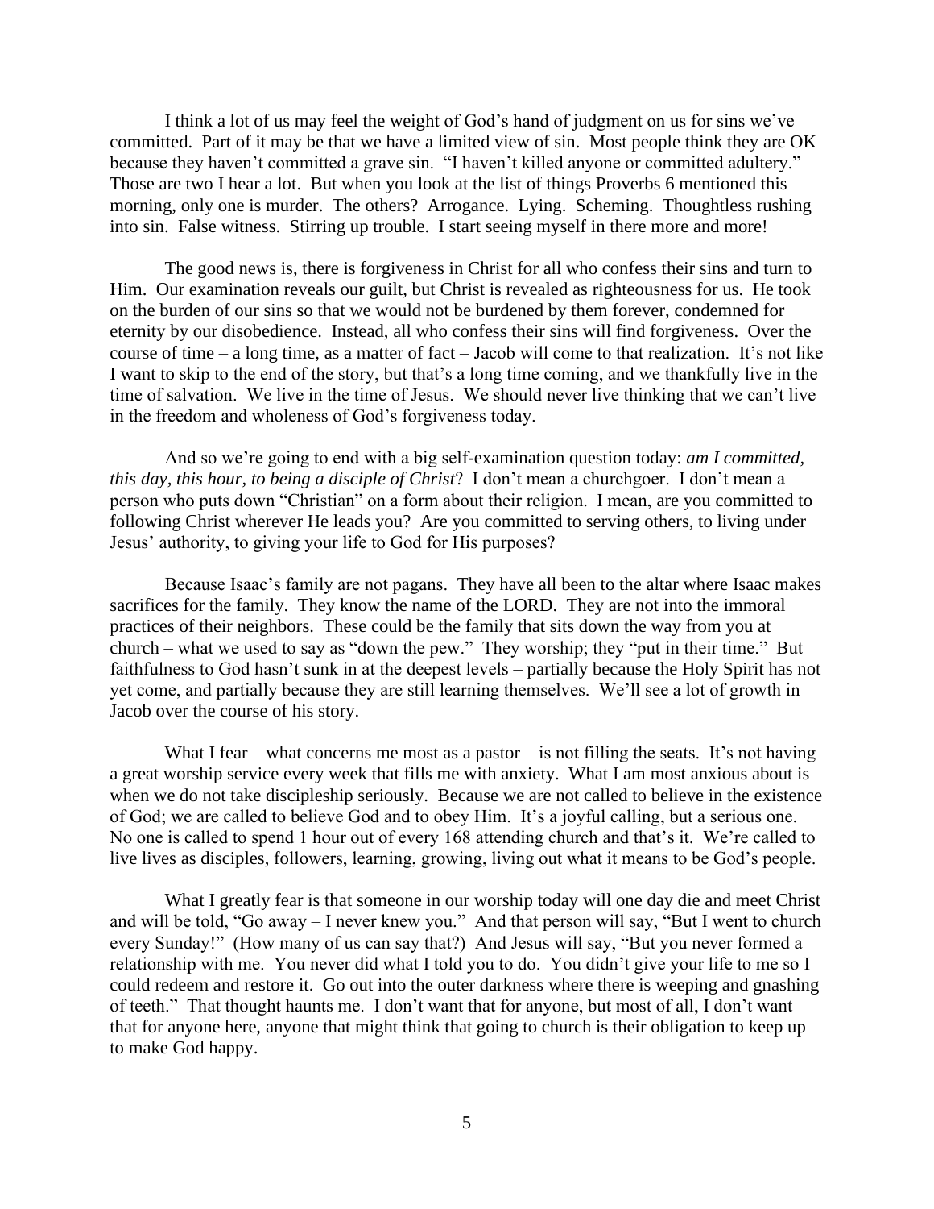I think a lot of us may feel the weight of God's hand of judgment on us for sins we've committed. Part of it may be that we have a limited view of sin. Most people think they are OK because they haven't committed a grave sin. "I haven't killed anyone or committed adultery." Those are two I hear a lot. But when you look at the list of things Proverbs 6 mentioned this morning, only one is murder. The others? Arrogance. Lying. Scheming. Thoughtless rushing into sin. False witness. Stirring up trouble. I start seeing myself in there more and more!

The good news is, there is forgiveness in Christ for all who confess their sins and turn to Him. Our examination reveals our guilt, but Christ is revealed as righteousness for us. He took on the burden of our sins so that we would not be burdened by them forever, condemned for eternity by our disobedience. Instead, all who confess their sins will find forgiveness. Over the course of time – a long time, as a matter of fact – Jacob will come to that realization. It's not like I want to skip to the end of the story, but that's a long time coming, and we thankfully live in the time of salvation. We live in the time of Jesus. We should never live thinking that we can't live in the freedom and wholeness of God's forgiveness today.

And so we're going to end with a big self-examination question today: *am I committed, this day, this hour, to being a disciple of Christ*? I don't mean a churchgoer. I don't mean a person who puts down "Christian" on a form about their religion. I mean, are you committed to following Christ wherever He leads you? Are you committed to serving others, to living under Jesus' authority, to giving your life to God for His purposes?

Because Isaac's family are not pagans. They have all been to the altar where Isaac makes sacrifices for the family. They know the name of the LORD. They are not into the immoral practices of their neighbors. These could be the family that sits down the way from you at church – what we used to say as "down the pew." They worship; they "put in their time." But faithfulness to God hasn't sunk in at the deepest levels – partially because the Holy Spirit has not yet come, and partially because they are still learning themselves. We'll see a lot of growth in Jacob over the course of his story.

What I fear – what concerns me most as a pastor – is not filling the seats. It's not having a great worship service every week that fills me with anxiety. What I am most anxious about is when we do not take discipleship seriously. Because we are not called to believe in the existence of God; we are called to believe God and to obey Him. It's a joyful calling, but a serious one. No one is called to spend 1 hour out of every 168 attending church and that's it. We're called to live lives as disciples, followers, learning, growing, living out what it means to be God's people.

What I greatly fear is that someone in our worship today will one day die and meet Christ and will be told, "Go away – I never knew you." And that person will say, "But I went to church every Sunday!" (How many of us can say that?) And Jesus will say, "But you never formed a relationship with me. You never did what I told you to do. You didn't give your life to me so I could redeem and restore it. Go out into the outer darkness where there is weeping and gnashing of teeth." That thought haunts me. I don't want that for anyone, but most of all, I don't want that for anyone here, anyone that might think that going to church is their obligation to keep up to make God happy.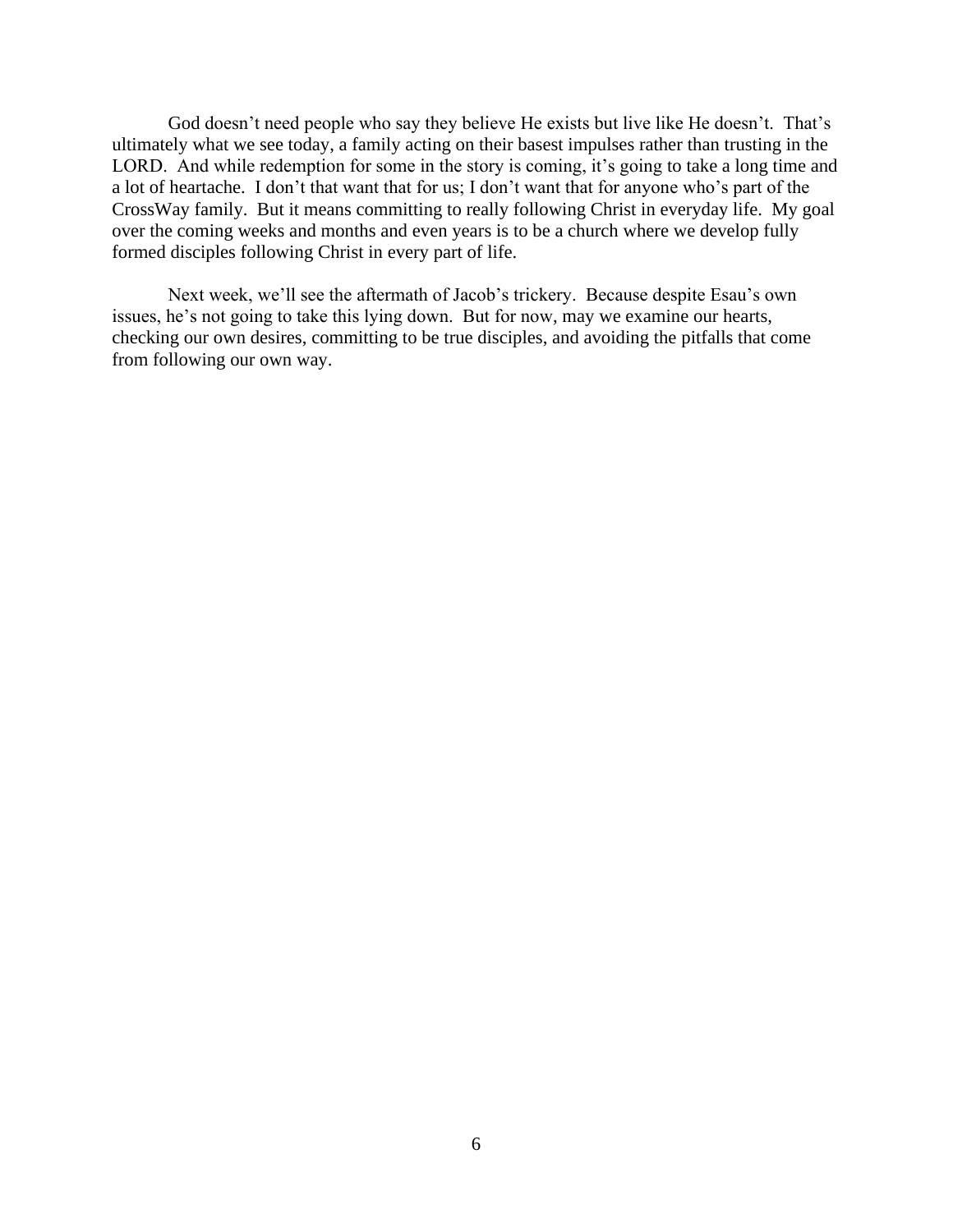God doesn't need people who say they believe He exists but live like He doesn't. That's ultimately what we see today, a family acting on their basest impulses rather than trusting in the LORD. And while redemption for some in the story is coming, it's going to take a long time and a lot of heartache. I don't that want that for us; I don't want that for anyone who's part of the CrossWay family. But it means committing to really following Christ in everyday life. My goal over the coming weeks and months and even years is to be a church where we develop fully formed disciples following Christ in every part of life.

Next week, we'll see the aftermath of Jacob's trickery. Because despite Esau's own issues, he's not going to take this lying down. But for now, may we examine our hearts, checking our own desires, committing to be true disciples, and avoiding the pitfalls that come from following our own way.